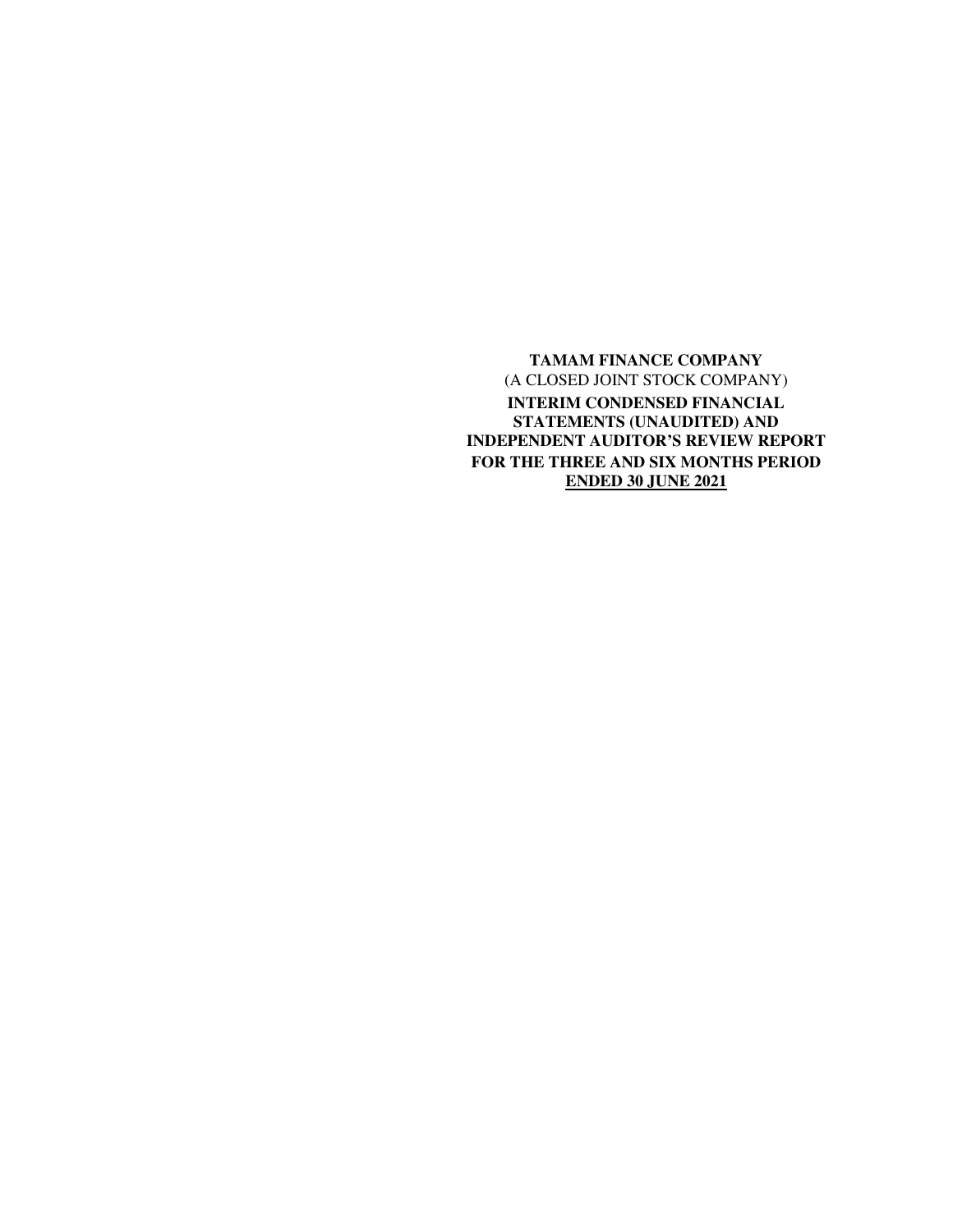**TAMAM FINANCE COMPANY**

(A CLOSED JOINT STOCK COMPANY)

**INTERIM CONDENSED FINANCIAL STATEMENTS (UNAUDITED) AND INDEPENDENT AUDITOR'S REVIEW REPORT FOR THE THREE AND SIX MONTHS PERIOD ENDED 30 JUNE 2021**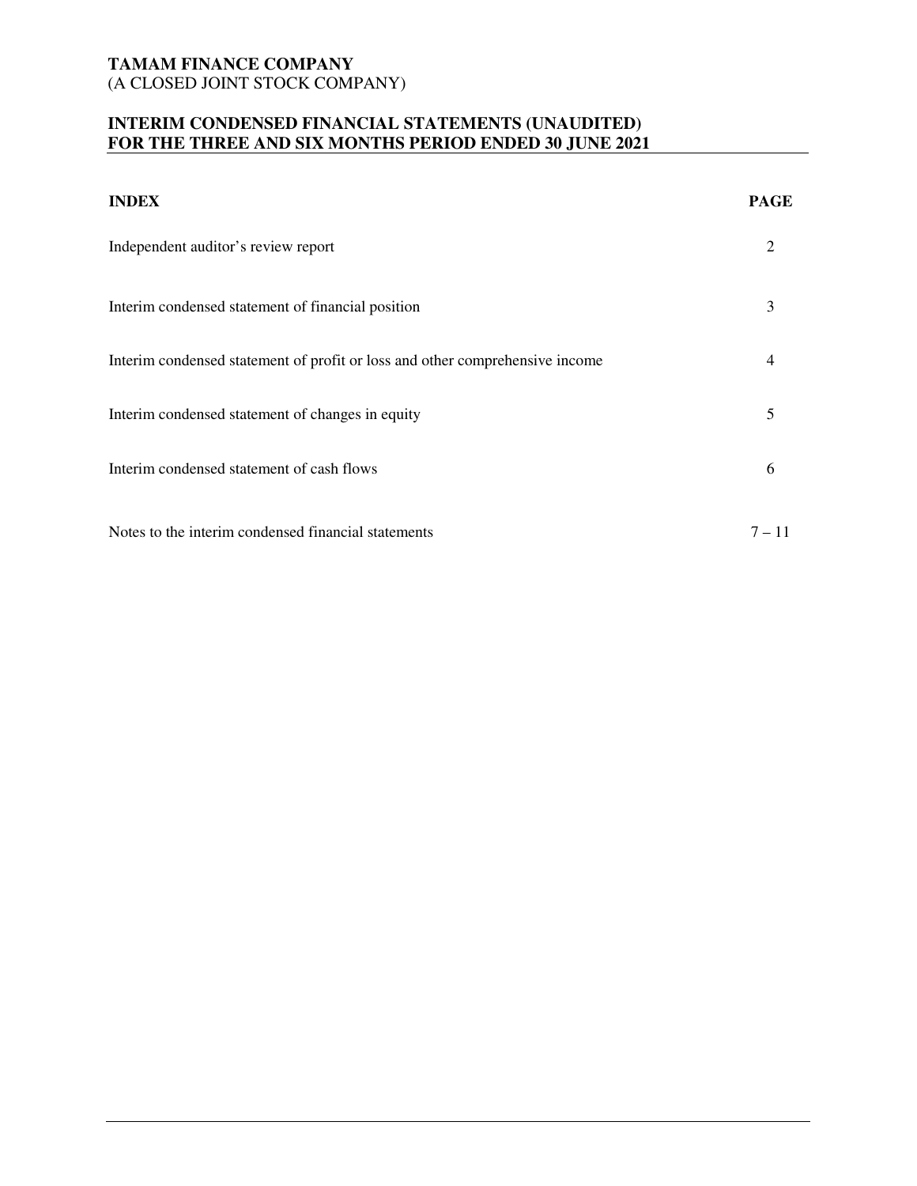**TAMAM FINANCE COMPANY**
(A CLOSED JOINT STOCK COMPANY)

**INTERIM CONDENSED FINANCIAL STATEMENTS (UNAUDITED)**
**FOR THE THREE AND SIX MONTHS PERIOD ENDED 30 JUNE 2021**

| **INDEX** | **PAGE** |
|---|---|
| Independent auditor's review report | 2 |
| Interim condensed statement of financial position | 3 |
| Interim condensed statement of profit or loss and other comprehensive income | 4 |
| Interim condensed statement of changes in equity | 5 |
| Interim condensed statement of cash flows | 6 |
| Notes to the interim condensed financial statements | 7 – 11 |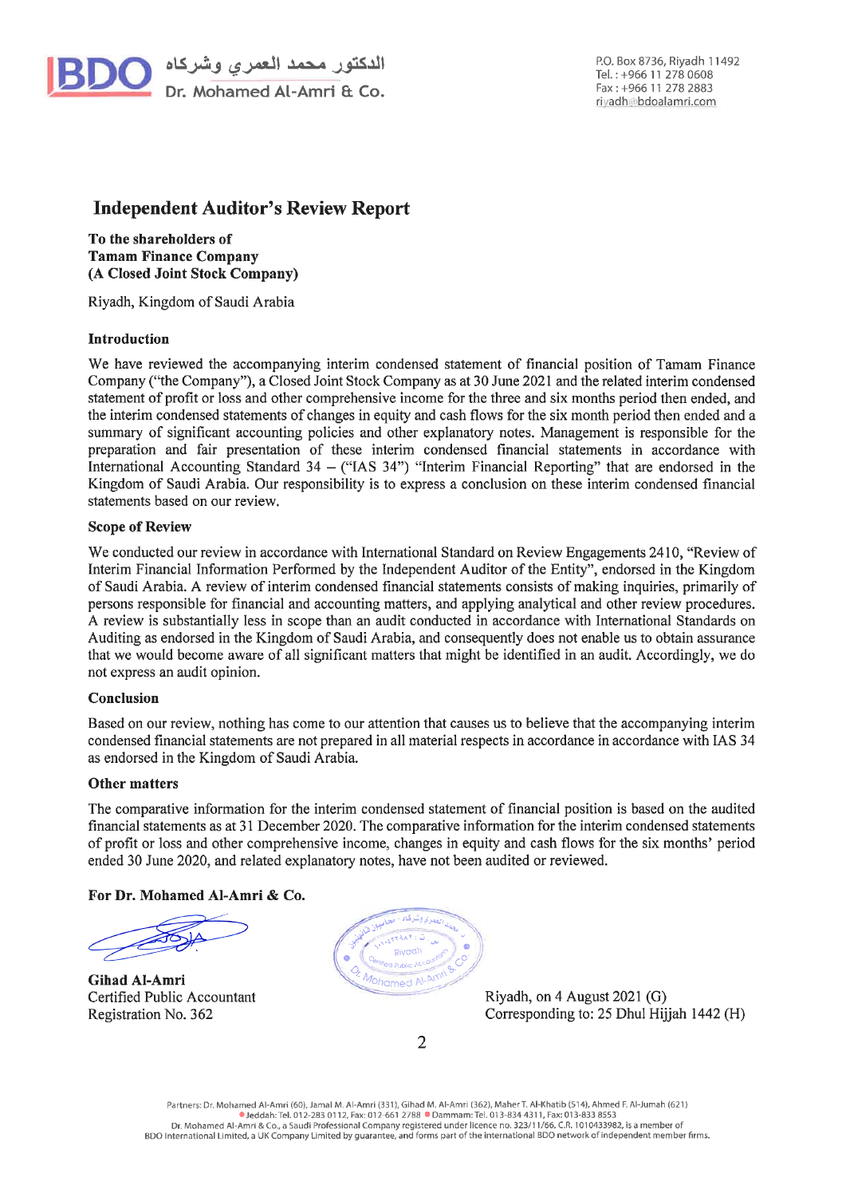BDO الدكتور محمد العمري وشركاه
Dr. Mohamed Al-Amri & Co.

P.O. Box 8736, Riyadh 11492
Tel.: +966 11 278 0608
Fax: +966 11 278 2883
riyadh@bdoalamri.com

# Independent Auditor's Review Report

**To the shareholders of**
**Tamam Finance Company**
**(A Closed Joint Stock Company)**

Riyadh, Kingdom of Saudi Arabia

### Introduction

We have reviewed the accompanying interim condensed statement of financial position of Tamam Finance Company ("the Company"), a Closed Joint Stock Company as at 30 June 2021 and the related interim condensed statement of profit or loss and other comprehensive income for the three and six months period then ended, and the interim condensed statements of changes in equity and cash flows for the six month period then ended and a summary of significant accounting policies and other explanatory notes. Management is responsible for the preparation and fair presentation of these interim condensed financial statements in accordance with International Accounting Standard 34 – ("IAS 34") "Interim Financial Reporting" that are endorsed in the Kingdom of Saudi Arabia. Our responsibility is to express a conclusion on these interim condensed financial statements based on our review.

### Scope of Review

We conducted our review in accordance with International Standard on Review Engagements 2410, "Review of Interim Financial Information Performed by the Independent Auditor of the Entity", endorsed in the Kingdom of Saudi Arabia. A review of interim condensed financial statements consists of making inquiries, primarily of persons responsible for financial and accounting matters, and applying analytical and other review procedures. A review is substantially less in scope than an audit conducted in accordance with International Standards on Auditing as endorsed in the Kingdom of Saudi Arabia, and consequently does not enable us to obtain assurance that we would become aware of all significant matters that might be identified in an audit. Accordingly, we do not express an audit opinion.

### Conclusion

Based on our review, nothing has come to our attention that causes us to believe that the accompanying interim condensed financial statements are not prepared in all material respects in accordance in accordance with IAS 34 as endorsed in the Kingdom of Saudi Arabia.

### Other matters

The comparative information for the interim condensed statement of financial position is based on the audited financial statements as at 31 December 2020. The comparative information for the interim condensed statements of profit or loss and other comprehensive income, changes in equity and cash flows for the six months' period ended 30 June 2020, and related explanatory notes, have not been audited or reviewed.

**For Dr. Mohamed Al-Amri & Co.**

**Gihad Al-Amri**
Certified Public Accountant
Registration No. 362

Riyadh, on 4 August 2021 (G)
Corresponding to: 25 Dhul Hijjah 1442 (H)

Partners: Dr. Mohamed Al-Amri (60), Jamal M. Al-Amri (331), Gihad M. Al-Amri (362), Maher T. Al-Khatib (514), Ahmed F. Al-Jumah (621)
Jeddah: Tel. 012-283 0112, Fax: 012-661 2788 Dammam: Tel. 013-834 4311, Fax: 013-833 8553
Dr. Mohamed Al-Amri & Co., a Saudi Professional Company registered under licence no. 323/11/66, C.R. 1010433982, is a member of BDO International Limited, a UK Company Limited by guarantee, and forms part of the international BDO network of independent member firms.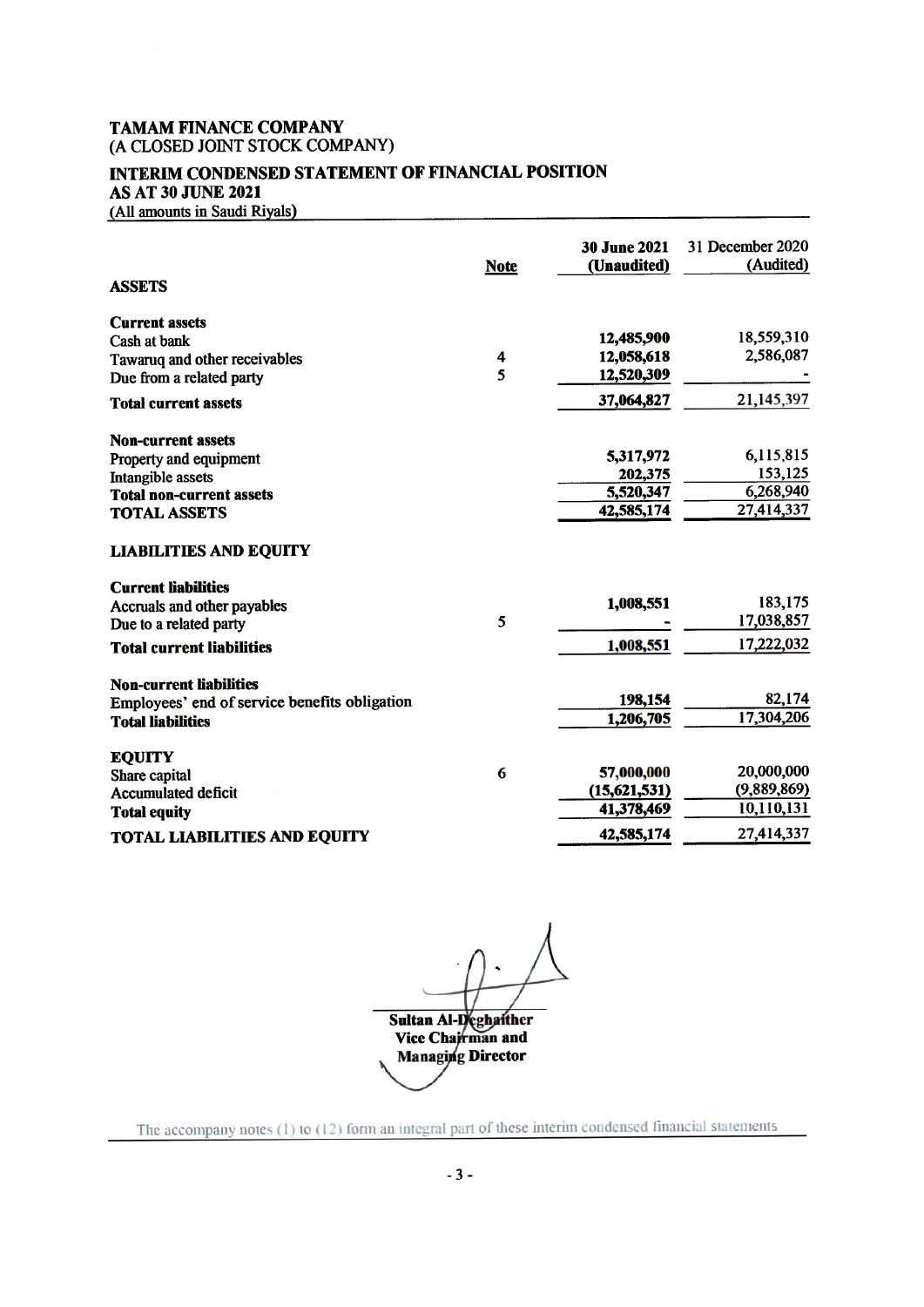**TAMAM FINANCE COMPANY**
(A CLOSED JOINT STOCK COMPANY)

**INTERIM CONDENSED STATEMENT OF FINANCIAL POSITION**
**AS AT 30 JUNE 2021**
(All amounts in Saudi Riyals)

| | Note | 30 June 2021 (Unaudited) | 31 December 2020 (Audited) |
|---|---|---|---|
| **ASSETS** | | | |
| **Current assets** | | | |
| Cash at bank | | 12,485,900 | 18,559,310 |
| Tawaruq and other receivables | 4 | 12,058,618 | 2,586,087 |
| Due from a related party | 5 | 12,520,309 | - |
| **Total current assets** | | 37,064,827 | 21,145,397 |
| **Non-current assets** | | | |
| Property and equipment | | 5,317,972 | 6,115,815 |
| Intangible assets | | 202,375 | 153,125 |
| **Total non-current assets** | | 5,520,347 | 6,268,940 |
| **TOTAL ASSETS** | | 42,585,174 | 27,414,337 |
| **LIABILITIES AND EQUITY** | | | |
| **Current liabilities** | | | |
| Accruals and other payables | | 1,008,551 | 183,175 |
| Due to a related party | 5 | - | 17,038,857 |
| **Total current liabilities** | | 1,008,551 | 17,222,032 |
| **Non-current liabilities** | | | |
| Employees' end of service benefits obligation | | 198,154 | 82,174 |
| **Total liabilities** | | 1,206,705 | 17,304,206 |
| **EQUITY** | | | |
| Share capital | 6 | 57,000,000 | 20,000,000 |
| Accumulated deficit | | (15,621,531) | (9,889,869) |
| **Total equity** | | 41,378,469 | 10,110,131 |
| **TOTAL LIABILITIES AND EQUITY** | | 42,585,174 | 27,414,337 |

**Sultan Al-Deghaither**
**Vice Chairman and Managing Director**

The accompany notes (1) to (12) form an integral part of these interim condensed financial statements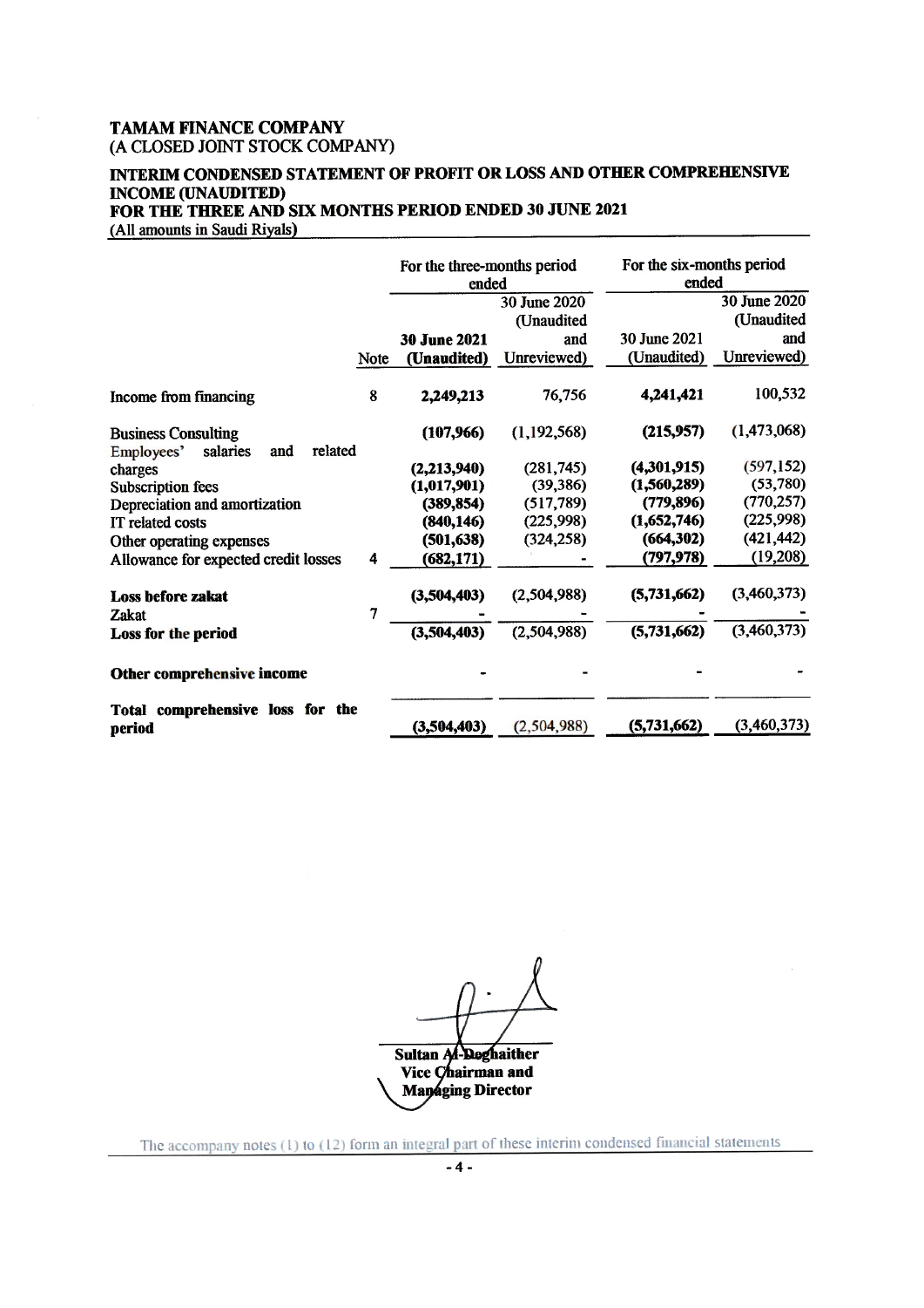**TAMAM FINANCE COMPANY**
(A CLOSED JOINT STOCK COMPANY)

**INTERIM CONDENSED STATEMENT OF PROFIT OR LOSS AND OTHER COMPREHENSIVE INCOME (UNAUDITED)**
**FOR THE THREE AND SIX MONTHS PERIOD ENDED 30 JUNE 2021**
(All amounts in Saudi Riyals)

| | | For the three-months period ended | | For the six-months period ended | |
|---|---|---|---|---|---|
| | Note | **30 June 2021 (Unaudited)** | 30 June 2020 (Unaudited and Unreviewed) | 30 June 2021 (Unaudited) | 30 June 2020 (Unaudited and Unreviewed) |
| Income from financing | 8 | **2,249,213** | 76,756 | **4,241,421** | 100,532 |
| Business Consulting | | **(107,966)** | (1,192,568) | **(215,957)** | (1,473,068) |
| Employees' salaries and related charges | | **(2,213,940)** | (281,745) | **(4,301,915)** | (597,152) |
| Subscription fees | | **(1,017,901)** | (39,386) | **(1,560,289)** | (53,780) |
| Depreciation and amortization | | **(389,854)** | (517,789) | **(779,896)** | (770,257) |
| IT related costs | | **(840,146)** | (225,998) | **(1,652,746)** | (225,998) |
| Other operating expenses | | **(501,638)** | (324,258) | **(664,302)** | (421,442) |
| Allowance for expected credit losses | 4 | **(682,171)** | - | **(797,978)** | (19,208) |
| **Loss before zakat** | | **(3,504,403)** | (2,504,988) | **(5,731,662)** | (3,460,373) |
| Zakat | 7 | - | - | - | - |
| **Loss for the period** | | **(3,504,403)** | (2,504,988) | **(5,731,662)** | (3,460,373) |
| **Other comprehensive income** | | - | - | - | - |
| **Total comprehensive loss for the period** | | **(3,504,403)** | (2,504,988) | **(5,731,662)** | (3,460,373) |

**Sultan Al-Deghaither**
**Vice Chairman and Managing Director**

The accompany notes (1) to (12) form an integral part of these interim condensed financial statements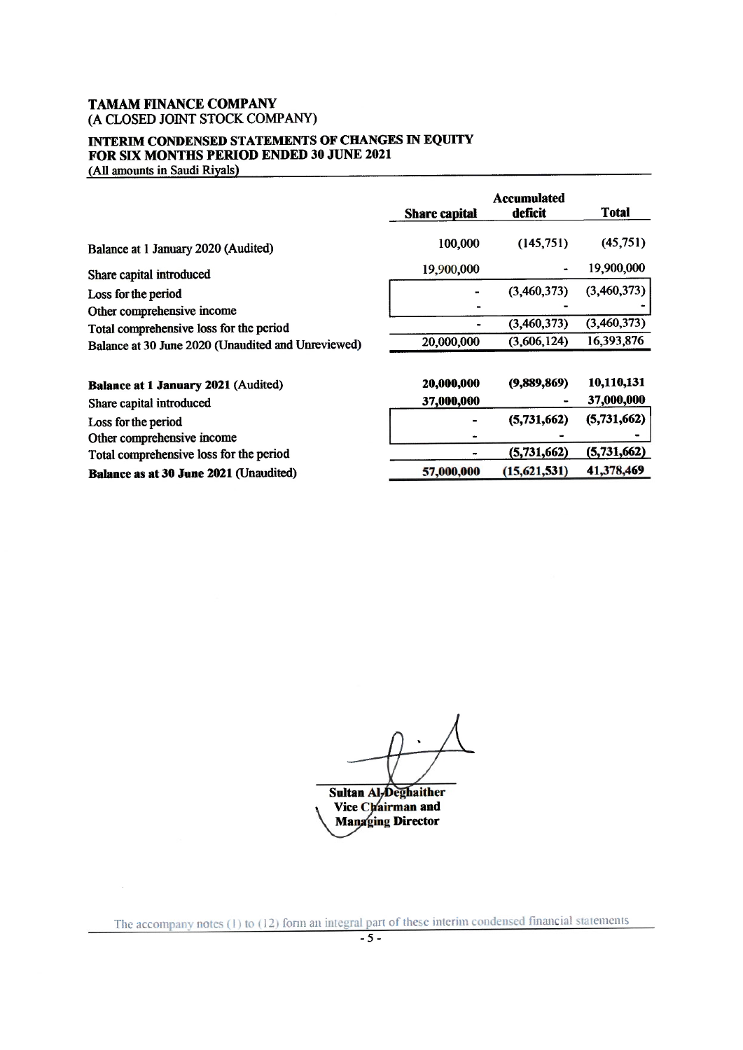**TAMAM FINANCE COMPANY**
(A CLOSED JOINT STOCK COMPANY)

**INTERIM CONDENSED STATEMENTS OF CHANGES IN EQUITY**
**FOR SIX MONTHS PERIOD ENDED 30 JUNE 2021**
(All amounts in Saudi Riyals)

| | Share capital | Accumulated deficit | Total |
|---|---|---|---|
| Balance at 1 January 2020 (Audited) | 100,000 | (145,751) | (45,751) |
| Share capital introduced | 19,900,000 | - | 19,900,000 |
| Loss for the period | - | (3,460,373) | (3,460,373) |
| Other comprehensive income | - | - | - |
| Total comprehensive loss for the period | - | (3,460,373) | (3,460,373) |
| Balance at 30 June 2020 (Unaudited and Unreviewed) | 20,000,000 | (3,606,124) | 16,393,876 |
| | | | |
| **Balance at 1 January 2021** (Audited) | **20,000,000** | **(9,889,869)** | **10,110,131** |
| Share capital introduced | **37,000,000** | - | **37,000,000** |
| Loss for the period | - | **(5,731,662)** | **(5,731,662)** |
| Other comprehensive income | - | - | - |
| Total comprehensive loss for the period | - | **(5,731,662)** | **(5,731,662)** |
| **Balance as at 30 June 2021** (Unaudited) | **57,000,000** | **(15,621,531)** | **41,378,469** |

**Sultan Al-Deghaither**
**Vice Chairman and**
**Managing Director**

The accompany notes (1) to (12) form an integral part of these interim condensed financial statements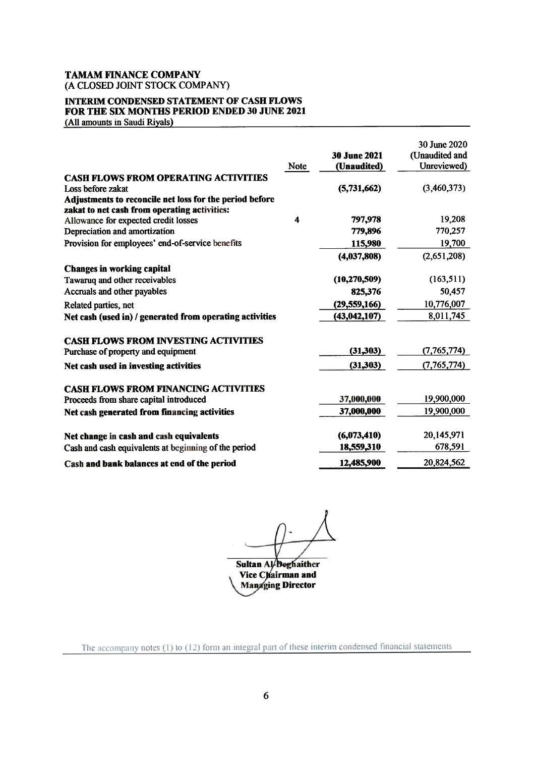**TAMAM FINANCE COMPANY**
(A CLOSED JOINT STOCK COMPANY)

**INTERIM CONDENSED STATEMENT OF CASH FLOWS**
**FOR THE SIX MONTHS PERIOD ENDED 30 JUNE 2021**
(All amounts in Saudi Riyals)

| | Note | 30 June 2021 (Unaudited) | 30 June 2020 (Unaudited and Unreviewed) |
|---|---|---|---|
| **CASH FLOWS FROM OPERATING ACTIVITIES** | | | |
| Loss before zakat | | (5,731,662) | (3,460,373) |
| **Adjustments to reconcile net loss for the period before zakat to net cash from operating activities:** | | | |
| Allowance for expected credit losses | 4 | 797,978 | 19,208 |
| Depreciation and amortization | | 779,896 | 770,257 |
| Provision for employees' end-of-service benefits | | 115,980 | 19,700 |
| | | (4,037,808) | (2,651,208) |
| **Changes in working capital** | | | |
| Tawaruq and other receivables | | (10,270,509) | (163,511) |
| Accruals and other payables | | 825,376 | 50,457 |
| Related parties, net | | (29,559,166) | 10,776,007 |
| **Net cash (used in) / generated from operating activities** | | (43,042,107) | 8,011,745 |
| | | | |
| **CASH FLOWS FROM INVESTING ACTIVITIES** | | | |
| Purchase of property and equipment | | (31,303) | (7,765,774) |
| **Net cash used in investing activities** | | (31,303) | (7,765,774) |
| | | | |
| **CASH FLOWS FROM FINANCING ACTIVITIES** | | | |
| Proceeds from share capital introduced | | 37,000,000 | 19,900,000 |
| **Net cash generated from financing activities** | | 37,000,000 | 19,900,000 |
| | | | |
| **Net change in cash and cash equivalents** | | (6,073,410) | 20,145,971 |
| Cash and cash equivalents at beginning of the period | | 18,559,310 | 678,591 |
| **Cash and bank balances at end of the period** | | 12,485,900 | 20,824,562 |

**Sultan Al-Deghaither**
**Vice Chairman and**
**Managing Director**

The accompany notes (1) to (12) form an integral part of these interim condensed financial statements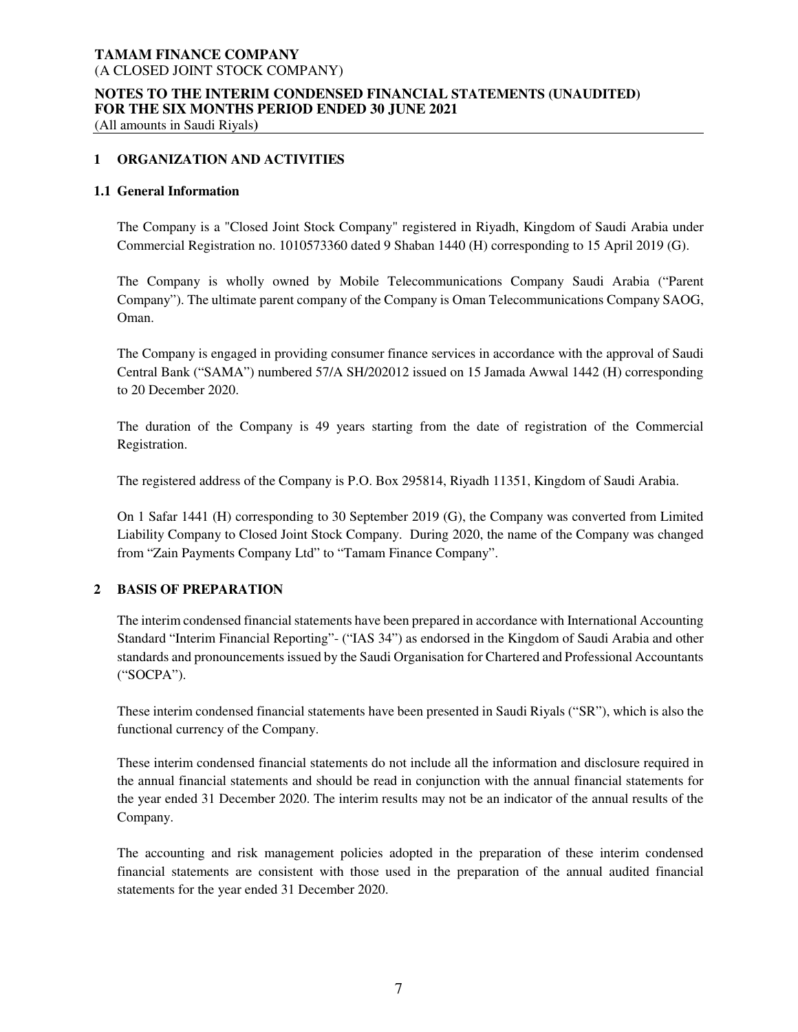# 1 ORGANIZATION AND ACTIVITIES

## 1.1 General Information

The Company is a "Closed Joint Stock Company" registered in Riyadh, Kingdom of Saudi Arabia under Commercial Registration no. 1010573360 dated 9 Shaban 1440 (H) corresponding to 15 April 2019 (G).

The Company is wholly owned by Mobile Telecommunications Company Saudi Arabia ("Parent Company"). The ultimate parent company of the Company is Oman Telecommunications Company SAOG, Oman.

The Company is engaged in providing consumer finance services in accordance with the approval of Saudi Central Bank ("SAMA") numbered 57/A SH/202012 issued on 15 Jamada Awwal 1442 (H) corresponding to 20 December 2020.

The duration of the Company is 49 years starting from the date of registration of the Commercial Registration.

The registered address of the Company is P.O. Box 295814, Riyadh 11351, Kingdom of Saudi Arabia.

On 1 Safar 1441 (H) corresponding to 30 September 2019 (G), the Company was converted from Limited Liability Company to Closed Joint Stock Company. During 2020, the name of the Company was changed from "Zain Payments Company Ltd" to "Tamam Finance Company".

# 2 BASIS OF PREPARATION

The interim condensed financial statements have been prepared in accordance with International Accounting Standard "Interim Financial Reporting"- ("IAS 34") as endorsed in the Kingdom of Saudi Arabia and other standards and pronouncements issued by the Saudi Organisation for Chartered and Professional Accountants ("SOCPA").

These interim condensed financial statements have been presented in Saudi Riyals ("SR"), which is also the functional currency of the Company.

These interim condensed financial statements do not include all the information and disclosure required in the annual financial statements and should be read in conjunction with the annual financial statements for the year ended 31 December 2020. The interim results may not be an indicator of the annual results of the Company.

The accounting and risk management policies adopted in the preparation of these interim condensed financial statements are consistent with those used in the preparation of the annual audited financial statements for the year ended 31 December 2020.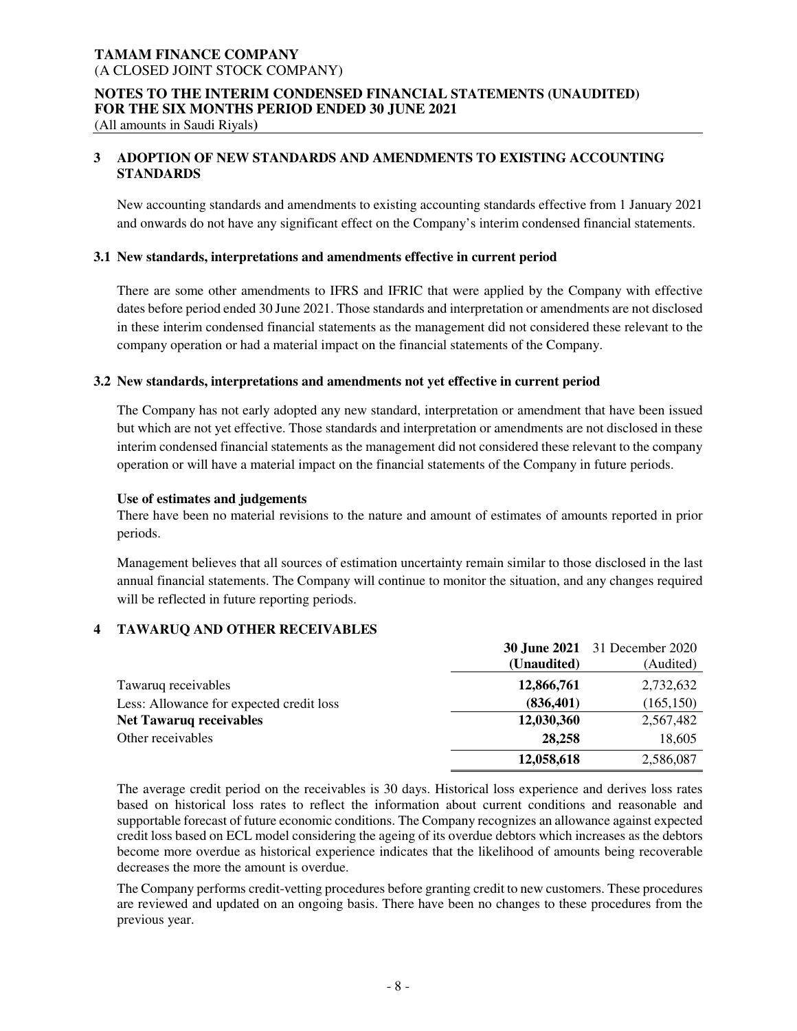## 3 ADOPTION OF NEW STANDARDS AND AMENDMENTS TO EXISTING ACCOUNTING STANDARDS

New accounting standards and amendments to existing accounting standards effective from 1 January 2021 and onwards do not have any significant effect on the Company's interim condensed financial statements.

### 3.1 New standards, interpretations and amendments effective in current period

There are some other amendments to IFRS and IFRIC that were applied by the Company with effective dates before period ended 30 June 2021. Those standards and interpretation or amendments are not disclosed in these interim condensed financial statements as the management did not considered these relevant to the company operation or had a material impact on the financial statements of the Company.

### 3.2 New standards, interpretations and amendments not yet effective in current period

The Company has not early adopted any new standard, interpretation or amendment that have been issued but which are not yet effective. Those standards and interpretation or amendments are not disclosed in these interim condensed financial statements as the management did not considered these relevant to the company operation or will have a material impact on the financial statements of the Company in future periods.

**Use of estimates and judgements**

There have been no material revisions to the nature and amount of estimates of amounts reported in prior periods.

Management believes that all sources of estimation uncertainty remain similar to those disclosed in the last annual financial statements. The Company will continue to monitor the situation, and any changes required will be reflected in future reporting periods.

## 4 TAWARUQ AND OTHER RECEIVABLES

| | **30 June 2021 (Unaudited)** | 31 December 2020 (Audited) |
|---|---|---|
| Tawaruq receivables | **12,866,761** | 2,732,632 |
| Less: Allowance for expected credit loss | **(836,401)** | (165,150) |
| **Net Tawaruq receivables** | **12,030,360** | 2,567,482 |
| Other receivables | **28,258** | 18,605 |
| | **12,058,618** | 2,586,087 |

The average credit period on the receivables is 30 days. Historical loss experience and derives loss rates based on historical loss rates to reflect the information about current conditions and reasonable and supportable forecast of future economic conditions. The Company recognizes an allowance against expected credit loss based on ECL model considering the ageing of its overdue debtors which increases as the debtors become more overdue as historical experience indicates that the likelihood of amounts being recoverable decreases the more the amount is overdue.

The Company performs credit-vetting procedures before granting credit to new customers. These procedures are reviewed and updated on an ongoing basis. There have been no changes to these procedures from the previous year.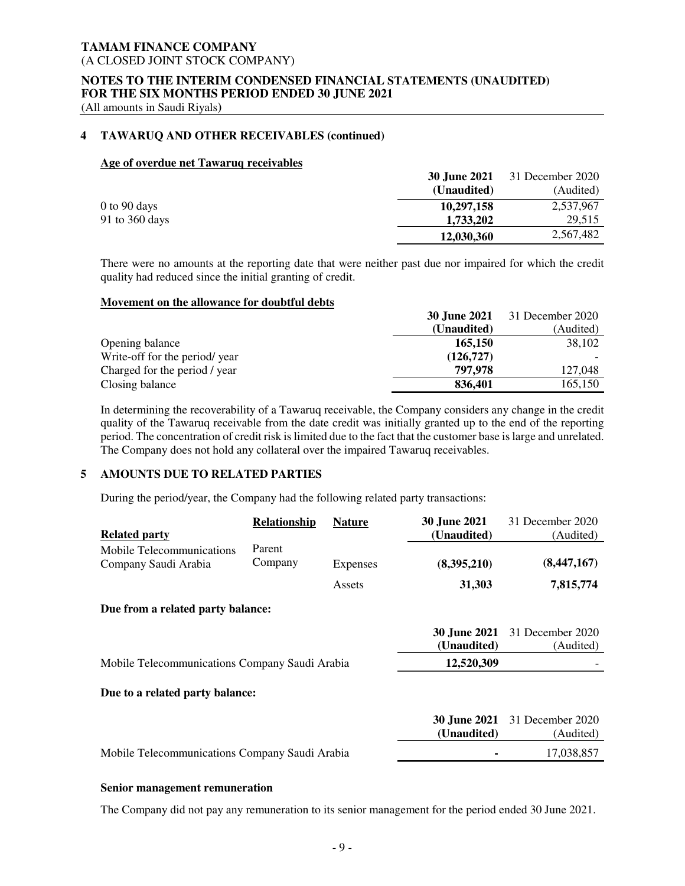**TAMAM FINANCE COMPANY**
(A CLOSED JOINT STOCK COMPANY)

**NOTES TO THE INTERIM CONDENSED FINANCIAL STATEMENTS (UNAUDITED)**
**FOR THE SIX MONTHS PERIOD ENDED 30 JUNE 2021**
(All amounts in Saudi Riyals)

## 4 TAWARUQ AND OTHER RECEIVABLES (continued)

**Age of overdue net Tawaruq receivables**

| | **30 June 2021 (Unaudited)** | 31 December 2020 (Audited) |
|---|---|---|
| 0 to 90 days | **10,297,158** | 2,537,967 |
| 91 to 360 days | **1,733,202** | 29,515 |
| | **12,030,360** | 2,567,482 |

There were no amounts at the reporting date that were neither past due nor impaired for which the credit quality had reduced since the initial granting of credit.

**Movement on the allowance for doubtful debts**

| | **30 June 2021 (Unaudited)** | 31 December 2020 (Audited) |
|---|---|---|
| Opening balance | **165,150** | 38,102 |
| Write-off for the period/ year | **(126,727)** | - |
| Charged for the period / year | **797,978** | 127,048 |
| Closing balance | **836,401** | 165,150 |

In determining the recoverability of a Tawaruq receivable, the Company considers any change in the credit quality of the Tawaruq receivable from the date credit was initially granted up to the end of the reporting period. The concentration of credit risk is limited due to the fact that the customer base is large and unrelated. The Company does not hold any collateral over the impaired Tawaruq receivables.

## 5 AMOUNTS DUE TO RELATED PARTIES

During the period/year, the Company had the following related party transactions:

| **Related party** | **Relationship** | **Nature** | **30 June 2021 (Unaudited)** | 31 December 2020 (Audited) |
|---|---|---|---|---|
| Mobile Telecommunications Company Saudi Arabia | Parent Company | Expenses | **(8,395,210)** | **(8,447,167)** |
| | | Assets | **31,303** | **7,815,774** |

**Due from a related party balance:**

| | **30 June 2021 (Unaudited)** | 31 December 2020 (Audited) |
|---|---|---|
| Mobile Telecommunications Company Saudi Arabia | **12,520,309** | - |

**Due to a related party balance:**

| | **30 June 2021 (Unaudited)** | 31 December 2020 (Audited) |
|---|---|---|
| Mobile Telecommunications Company Saudi Arabia | **-** | 17,038,857 |

**Senior management remuneration**

The Company did not pay any remuneration to its senior management for the period ended 30 June 2021.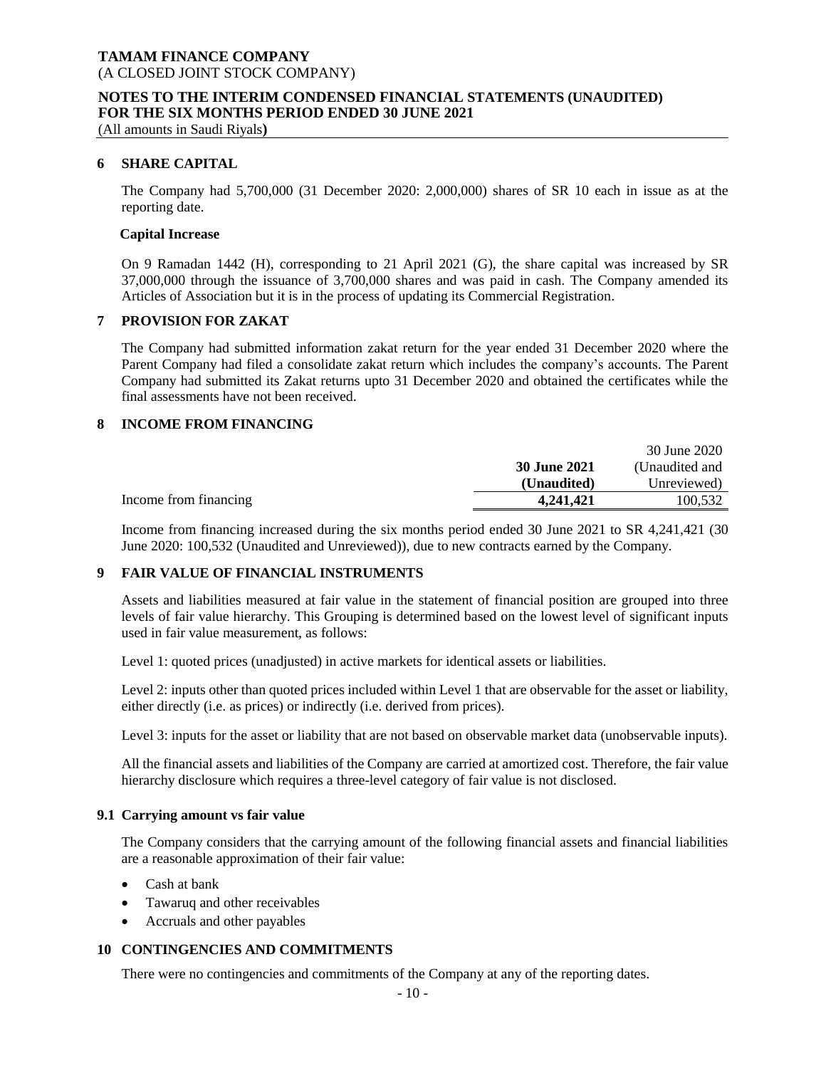**TAMAM FINANCE COMPANY**
(A CLOSED JOINT STOCK COMPANY)

**NOTES TO THE INTERIM CONDENSED FINANCIAL STATEMENTS (UNAUDITED)**
**FOR THE SIX MONTHS PERIOD ENDED 30 JUNE 2021**
(All amounts in Saudi Riyals**)**

## 6 SHARE CAPITAL

The Company had 5,700,000 (31 December 2020: 2,000,000) shares of SR 10 each in issue as at the reporting date.

**Capital Increase**

On 9 Ramadan 1442 (H), corresponding to 21 April 2021 (G), the share capital was increased by SR 37,000,000 through the issuance of 3,700,000 shares and was paid in cash. The Company amended its Articles of Association but it is in the process of updating its Commercial Registration.

## 7 PROVISION FOR ZAKAT

The Company had submitted information zakat return for the year ended 31 December 2020 where the Parent Company had filed a consolidate zakat return which includes the company's accounts. The Parent Company had submitted its Zakat returns upto 31 December 2020 and obtained the certificates while the final assessments have not been received.

## 8 INCOME FROM FINANCING

| | **30 June 2021 (Unaudited)** | 30 June 2020 (Unaudited and Unreviewed) |
|---|---|---|
| Income from financing | **4,241,421** | 100,532 |

Income from financing increased during the six months period ended 30 June 2021 to SR 4,241,421 (30 June 2020: 100,532 (Unaudited and Unreviewed)), due to new contracts earned by the Company.

## 9 FAIR VALUE OF FINANCIAL INSTRUMENTS

Assets and liabilities measured at fair value in the statement of financial position are grouped into three levels of fair value hierarchy. This Grouping is determined based on the lowest level of significant inputs used in fair value measurement, as follows:

Level 1: quoted prices (unadjusted) in active markets for identical assets or liabilities.

Level 2: inputs other than quoted prices included within Level 1 that are observable for the asset or liability, either directly (i.e. as prices) or indirectly (i.e. derived from prices).

Level 3: inputs for the asset or liability that are not based on observable market data (unobservable inputs).

All the financial assets and liabilities of the Company are carried at amortized cost. Therefore, the fair value hierarchy disclosure which requires a three-level category of fair value is not disclosed.

### 9.1 Carrying amount vs fair value

The Company considers that the carrying amount of the following financial assets and financial liabilities are a reasonable approximation of their fair value:

- Cash at bank
- Tawaruq and other receivables
- Accruals and other payables

## 10 CONTINGENCIES AND COMMITMENTS

There were no contingencies and commitments of the Company at any of the reporting dates.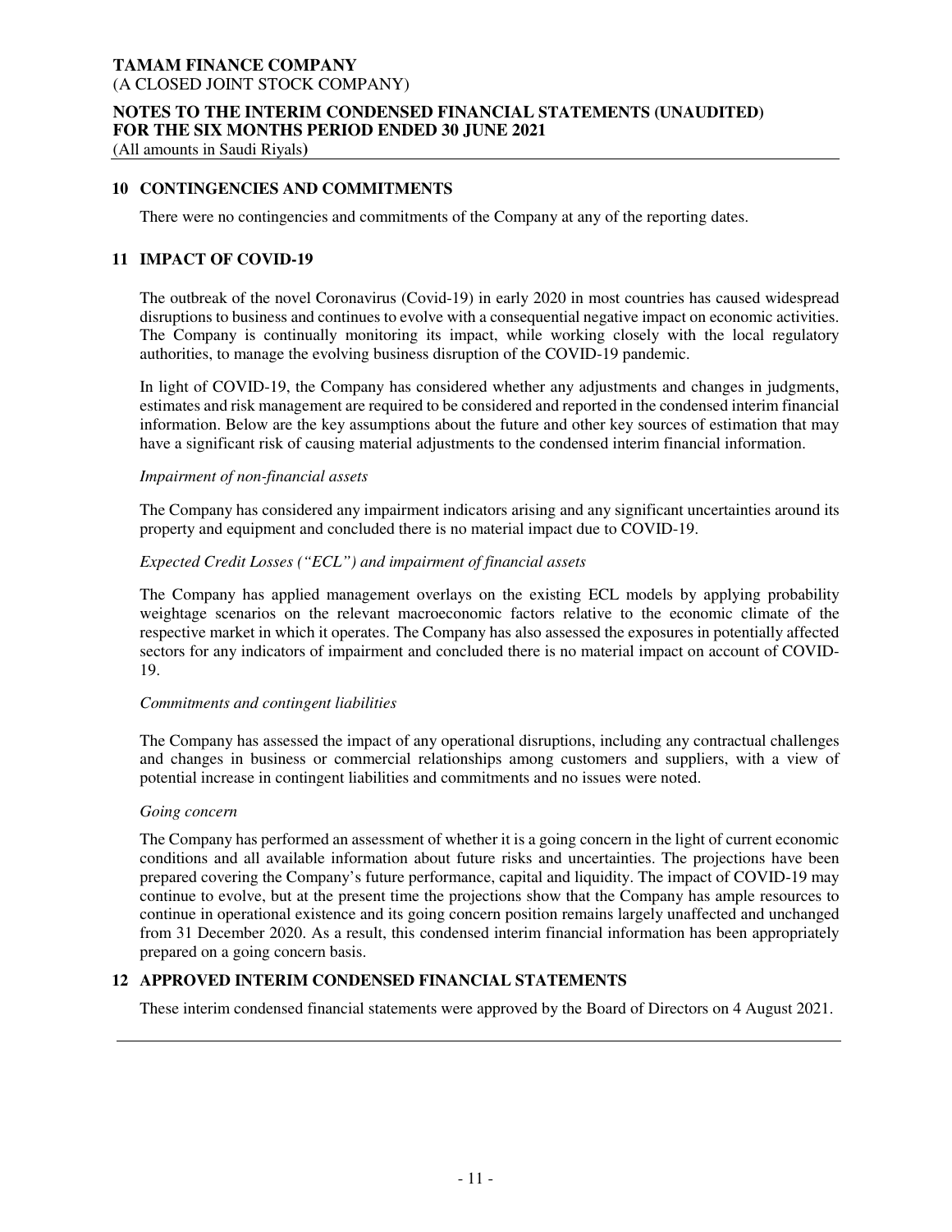## 10 CONTINGENCIES AND COMMITMENTS

There were no contingencies and commitments of the Company at any of the reporting dates.

## 11 IMPACT OF COVID-19

The outbreak of the novel Coronavirus (Covid-19) in early 2020 in most countries has caused widespread disruptions to business and continues to evolve with a consequential negative impact on economic activities. The Company is continually monitoring its impact, while working closely with the local regulatory authorities, to manage the evolving business disruption of the COVID-19 pandemic.

In light of COVID-19, the Company has considered whether any adjustments and changes in judgments, estimates and risk management are required to be considered and reported in the condensed interim financial information. Below are the key assumptions about the future and other key sources of estimation that may have a significant risk of causing material adjustments to the condensed interim financial information.

*Impairment of non-financial assets*

The Company has considered any impairment indicators arising and any significant uncertainties around its property and equipment and concluded there is no material impact due to COVID-19.

*Expected Credit Losses ("ECL") and impairment of financial assets*

The Company has applied management overlays on the existing ECL models by applying probability weightage scenarios on the relevant macroeconomic factors relative to the economic climate of the respective market in which it operates. The Company has also assessed the exposures in potentially affected sectors for any indicators of impairment and concluded there is no material impact on account of COVID-19.

*Commitments and contingent liabilities*

The Company has assessed the impact of any operational disruptions, including any contractual challenges and changes in business or commercial relationships among customers and suppliers, with a view of potential increase in contingent liabilities and commitments and no issues were noted.

*Going concern*

The Company has performed an assessment of whether it is a going concern in the light of current economic conditions and all available information about future risks and uncertainties. The projections have been prepared covering the Company's future performance, capital and liquidity. The impact of COVID-19 may continue to evolve, but at the present time the projections show that the Company has ample resources to continue in operational existence and its going concern position remains largely unaffected and unchanged from 31 December 2020. As a result, this condensed interim financial information has been appropriately prepared on a going concern basis.

## 12 APPROVED INTERIM CONDENSED FINANCIAL STATEMENTS

These interim condensed financial statements were approved by the Board of Directors on 4 August 2021.